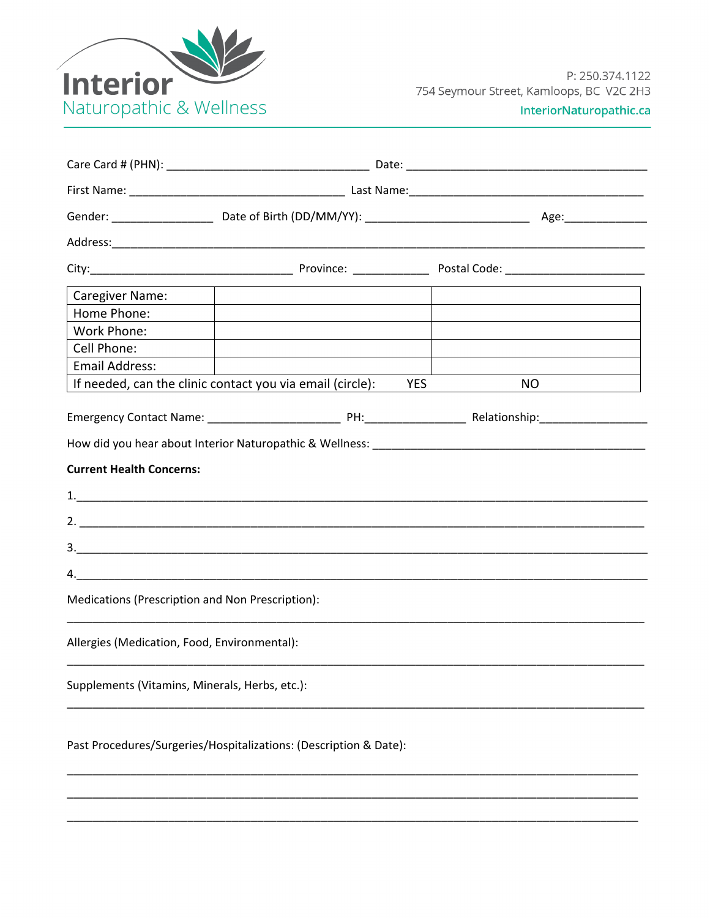Interior
Naturopathic & Wellness

P: 250.374.1122
754 Seymour Street, Kamloops, BC V2C 2H3
InteriorNaturopathic.ca

Care Card # (PHN): _______________________________ Date: _____________________________________

First Name: _________________________________ Last Name:____________________________________

Gender: _______________ Date of Birth (DD/MM/YY): _________________________ Age:_____________

Address:_______________________________________________________________________________

City:_______________________________ Province: ___________ Postal Code: _____________________

| Caregiver Name: | | |
|---|---|---|
| Home Phone: | | |
| Work Phone: | | |
| Cell Phone: | | |
| Email Address: | | |
| If needed, can the clinic contact you via email (circle): | YES | NO |

Emergency Contact Name: ____________________ PH:_______________ Relationship:________________

How did you hear about Interior Naturopathic & Wellness: ________________________________________

**Current Health Concerns:**

1.______________________________________________________________________________________

2. _____________________________________________________________________________________

3.______________________________________________________________________________________

4.______________________________________________________________________________________

Medications (Prescription and Non Prescription):

________________________________________________________________________________________

Allergies (Medication, Food, Environmental):

________________________________________________________________________________________

Supplements (Vitamins, Minerals, Herbs, etc.):

________________________________________________________________________________________

Past Procedures/Surgeries/Hospitalizations: (Description & Date):

________________________________________________________________________________________

________________________________________________________________________________________

________________________________________________________________________________________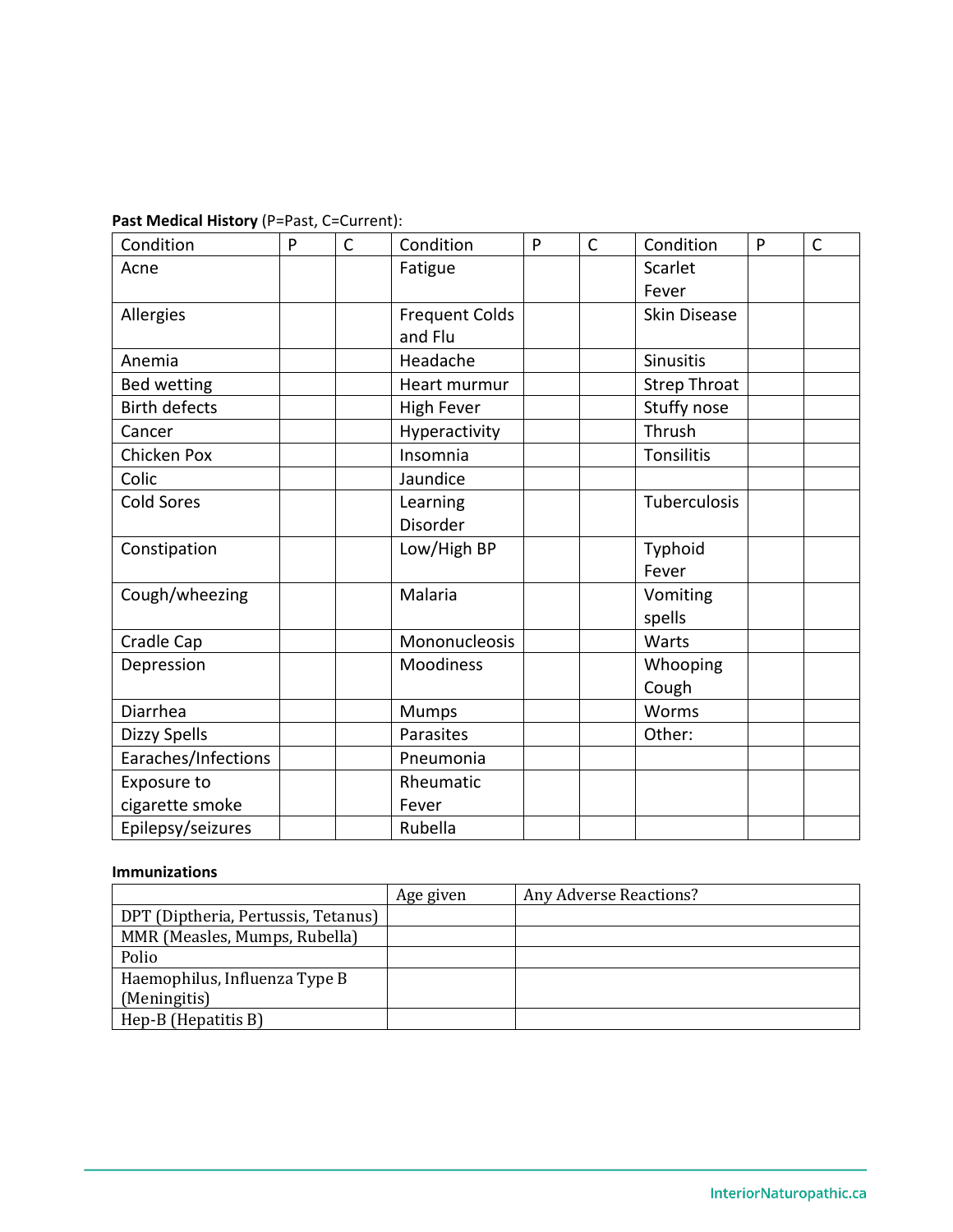**Past Medical History** (P=Past, C=Current):

| Condition | P | C | Condition | P | C | Condition | P | C |
|---|---|---|---|---|---|---|---|---|
| Acne | | | Fatigue | | | Scarlet Fever | | |
| Allergies | | | Frequent Colds and Flu | | | Skin Disease | | |
| Anemia | | | Headache | | | Sinusitis | | |
| Bed wetting | | | Heart murmur | | | Strep Throat | | |
| Birth defects | | | High Fever | | | Stuffy nose | | |
| Cancer | | | Hyperactivity | | | Thrush | | |
| Chicken Pox | | | Insomnia | | | Tonsilitis | | |
| Colic | | | Jaundice | | | | | |
| Cold Sores | | | Learning Disorder | | | Tuberculosis | | |
| Constipation | | | Low/High BP | | | Typhoid Fever | | |
| Cough/wheezing | | | Malaria | | | Vomiting spells | | |
| Cradle Cap | | | Mononucleosis | | | Warts | | |
| Depression | | | Moodiness | | | Whooping Cough | | |
| Diarrhea | | | Mumps | | | Worms | | |
| Dizzy Spells | | | Parasites | | | Other: | | |
| Earaches/Infections | | | Pneumonia | | | | | |
| Exposure to cigarette smoke | | | Rheumatic Fever | | | | | |
| Epilepsy/seizures | | | Rubella | | | | | |

**Immunizations**

| | Age given | Any Adverse Reactions? |
|---|---|---|
| DPT (Diptheria, Pertussis, Tetanus) | | |
| MMR (Measles, Mumps, Rubella) | | |
| Polio | | |
| Haemophilus, Influenza Type B (Meningitis) | | |
| Hep-B (Hepatitis B) | | |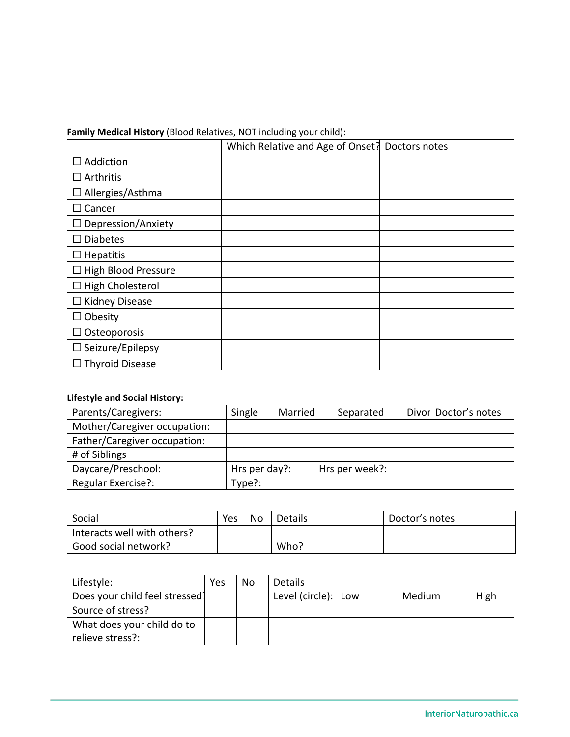**Family Medical History** (Blood Relatives, NOT including your child):

| | Which Relative and Age of Onset? | Doctors notes |
|---|---|---|
| ☐ Addiction | | |
| ☐ Arthritis | | |
| ☐ Allergies/Asthma | | |
| ☐ Cancer | | |
| ☐ Depression/Anxiety | | |
| ☐ Diabetes | | |
| ☐ Hepatitis | | |
| ☐ High Blood Pressure | | |
| ☐ High Cholesterol | | |
| ☐ Kidney Disease | | |
| ☐ Obesity | | |
| ☐ Osteoporosis | | |
| ☐ Seizure/Epilepsy | | |
| ☐ Thyroid Disease | | |

**Lifestyle and Social History:**

| Parents/Caregivers: | Single Married Separated Divor | Doctor's notes |
|---|---|---|
| Mother/Caregiver occupation: | | |
| Father/Caregiver occupation: | | |
| # of Siblings | | |
| Daycare/Preschool: | Hrs per day?: Hrs per week?: | |
| Regular Exercise?: | Type?: | |

| Social | Yes | No | Details | Doctor's notes |
|---|---|---|---|---|
| Interacts well with others? | | | | |
| Good social network? | | | Who? | |

| Lifestyle: | Yes | No | Details |
|---|---|---|---|
| Does your child feel stressed? | | | Level (circle): Low Medium High |
| Source of stress? | | | |
| What does your child do to relieve stress?: | | | |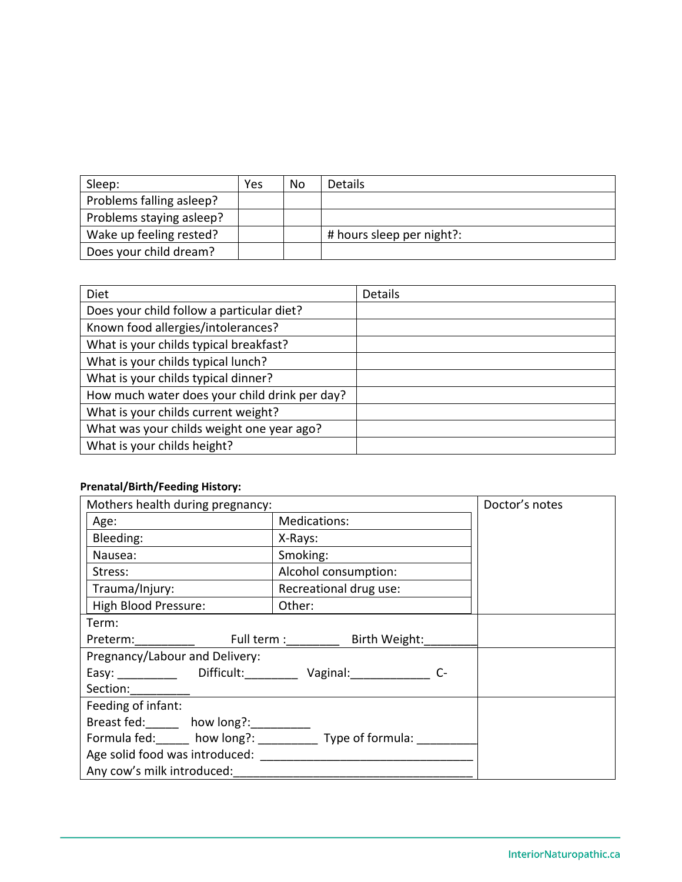| Sleep: | Yes | No | Details |
|---|---|---|---|
| Problems falling asleep? | | | |
| Problems staying asleep? | | | |
| Wake up feeling rested? | | | # hours sleep per night?: |
| Does your child dream? | | | |

| Diet | Details |
|---|---|
| Does your child follow a particular diet? | |
| Known food allergies/intolerances? | |
| What is your childs typical breakfast? | |
| What is your childs typical lunch? | |
| What is your childs typical dinner? | |
| How much water does your child drink per day? | |
| What is your childs current weight? | |
| What was your childs weight one year ago? | |
| What is your childs height? | |

**Prenatal/Birth/Feeding History:**

| Mothers health during pregnancy: | | Doctor's notes |
|---|---|---|
| Age: | Medications: | |
| Bleeding: | X-Rays: | |
| Nausea: | Smoking: | |
| Stress: | Alcohol consumption: | |
| Trauma/Injury: | Recreational drug use: | |
| High Blood Pressure: | Other: | |
| Term:<br>Preterm:_________ Full term :________ Birth Weight:________ | | |
| Pregnancy/Labour and Delivery:<br>Easy: _________ Difficult:________ Vaginal:____________ C-Section:_________ | | |
| Feeding of infant:<br>Breast fed:_____ how long?:_________<br>Formula fed:_____ how long?: _________ Type of formula: _________<br>Age solid food was introduced: ________________________________<br>Any cow's milk introduced:____________________________________ | | |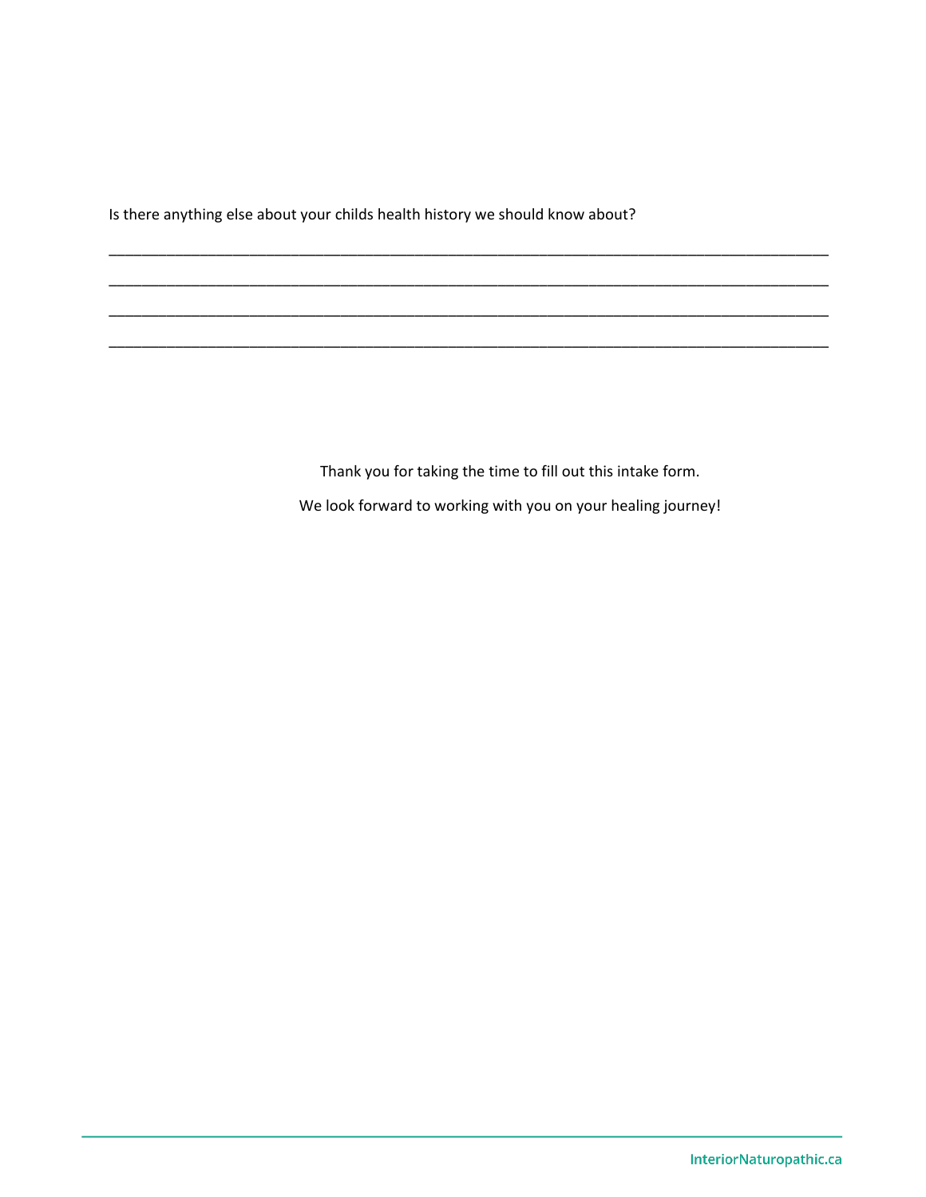Is there anything else about your childs health history we should know about?

______________________________________________________________________________________

______________________________________________________________________________________

______________________________________________________________________________________

______________________________________________________________________________________

Thank you for taking the time to fill out this intake form.

We look forward to working with you on your healing journey!